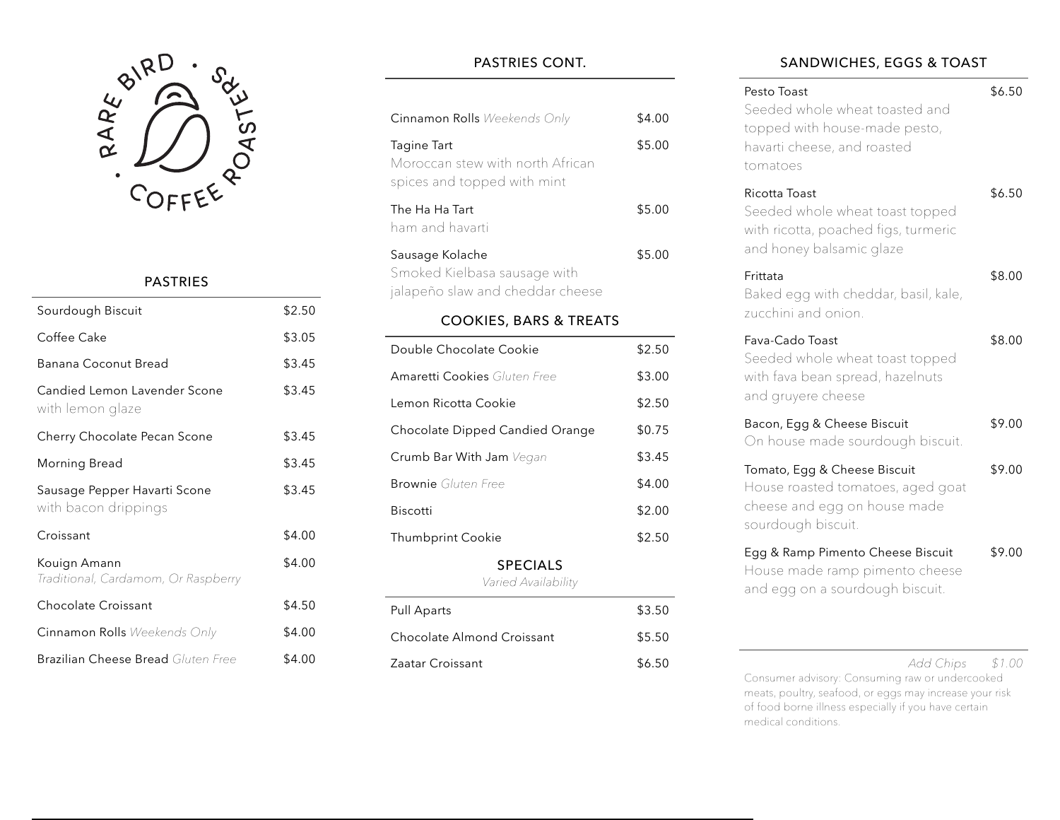# RARE BIRD • COFFEE ROASTERS •

## PASTRIES

| Item | Price |
|---|---|
| Sourdough Biscuit | $2.50 |
| Coffee Cake | $3.05 |
| Banana Coconut Bread | $3.45 |
| Candied Lemon Lavender Scone<br>with lemon glaze | $3.45 |
| Cherry Chocolate Pecan Scone | $3.45 |
| Morning Bread | $3.45 |
| Sausage Pepper Havarti Scone<br>with bacon drippings | $3.45 |
| Croissant | $4.00 |
| Kouign Amann<br>*Traditional, Cardamom, Or Raspberry* | $4.00 |
| Chocolate Croissant | $4.50 |
| Cinnamon Rolls *Weekends Only* | $4.00 |
| Brazilian Cheese Bread *Gluten Free* | $4.00 |

## PASTRIES CONT.

| Item | Price |
|---|---|
| Cinnamon Rolls *Weekends Only* | $4.00 |
| Tagine Tart<br>Moroccan stew with north African spices and topped with mint | $5.00 |
| The Ha Ha Tart<br>ham and havarti | $5.00 |
| Sausage Kolache<br>Smoked Kielbasa sausage with jalapeño slaw and cheddar cheese | $5.00 |

## COOKIES, BARS & TREATS

| Item | Price |
|---|---|
| Double Chocolate Cookie | $2.50 |
| Amaretti Cookies *Gluten Free* | $3.00 |
| Lemon Ricotta Cookie | $2.50 |
| Chocolate Dipped Candied Orange | $0.75 |
| Crumb Bar With Jam *Vegan* | $3.45 |
| Brownie *Gluten Free* | $4.00 |
| Biscotti | $2.00 |
| Thumbprint Cookie | $2.50 |

## SPECIALS

*Varied Availability*

| Item | Price |
|---|---|
| Pull Aparts | $3.50 |
| Chocolate Almond Croissant | $5.50 |
| Zaatar Croissant | $6.50 |

## SANDWICHES, EGGS & TOAST

| Item | Price |
|---|---|
| Pesto Toast<br>Seeded whole wheat toasted and topped with house-made pesto, havarti cheese, and roasted tomatoes | $6.50 |
| Ricotta Toast<br>Seeded whole wheat toast topped with ricotta, poached figs, turmeric and honey balsamic glaze | $6.50 |
| Frittata<br>Baked egg with cheddar, basil, kale, zucchini and onion. | $8.00 |
| Fava-Cado Toast<br>Seeded whole wheat toast topped with fava bean spread, hazelnuts and gruyere cheese | $8.00 |
| Bacon, Egg & Cheese Biscuit<br>On house made sourdough biscuit. | $9.00 |
| Tomato, Egg & Cheese Biscuit<br>House roasted tomatoes, aged goat cheese and egg on house made sourdough biscuit. | $9.00 |
| Egg & Ramp Pimento Cheese Biscuit<br>House made ramp pimento cheese and egg on a sourdough biscuit. | $9.00 |

*Add Chips* *$1.00*

Consumer advisory: Consuming raw or undercooked meats, poultry, seafood, or eggs may increase your risk of food borne illness especially if you have certain medical conditions.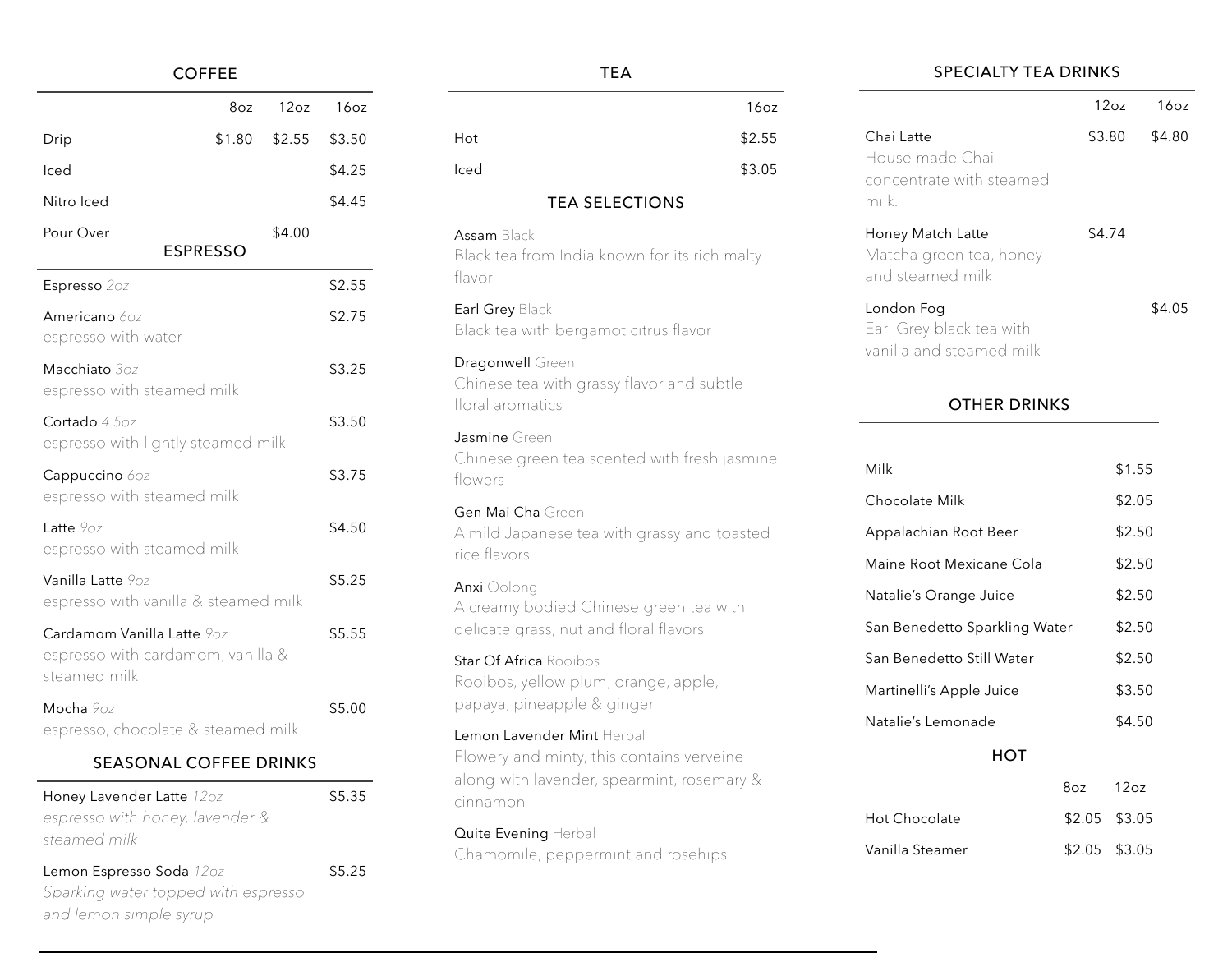## COFFEE

| | 8oz | 12oz | 16oz |
|---|---|---|---|
| Drip | $1.80 | $2.55 | $3.50 |
| Iced | | | $4.25 |
| Nitro Iced | | | $4.45 |
| Pour Over | | $4.00 | |

## ESPRESSO

| | |
|---|---|
| Espresso *2oz* | $2.55 |
| Americano *6oz*<br>espresso with water | $2.75 |
| Macchiato *3oz*<br>espresso with steamed milk | $3.25 |
| Cortado *4.5oz*<br>espresso with lightly steamed milk | $3.50 |
| Cappuccino *6oz*<br>espresso with steamed milk | $3.75 |
| Latte *9oz*<br>espresso with steamed milk | $4.50 |
| Vanilla Latte *9oz*<br>espresso with vanilla & steamed milk | $5.25 |
| Cardamom Vanilla Latte *9oz*<br>espresso with cardamom, vanilla & steamed milk | $5.55 |
| Mocha *9oz*<br>espresso, chocolate & steamed milk | $5.00 |

## SEASONAL COFFEE DRINKS

| | |
|---|---|
| Honey Lavender Latte *12oz*<br>*espresso with honey, lavender & steamed milk* | $5.35 |
| Lemon Espresso Soda *12oz*<br>*Sparking water topped with espresso and lemon simple syrup* | $5.25 |

## TEA

| | 16oz |
|---|---|
| Hot | $2.55 |
| Iced | $3.05 |

### TEA SELECTIONS

Assam Black
Black tea from India known for its rich malty flavor

Earl Grey Black
Black tea with bergamot citrus flavor

Dragonwell Green
Chinese tea with grassy flavor and subtle floral aromatics

Jasmine Green
Chinese green tea scented with fresh jasmine flowers

Gen Mai Cha Green
A mild Japanese tea with grassy and toasted rice flavors

Anxi Oolong
A creamy bodied Chinese green tea with delicate grass, nut and floral flavors

Star Of Africa Rooibos
Rooibos, yellow plum, orange, apple, papaya, pineapple & ginger

Lemon Lavender Mint Herbal
Flowery and minty, this contains verveine along with lavender, spearmint, rosemary & cinnamon

Quite Evening Herbal
Chamomile, peppermint and rosehips

## SPECIALTY TEA DRINKS

| | 12oz | 16oz |
|---|---|---|
| Chai Latte<br>House made Chai concentrate with steamed milk. | $3.80 | $4.80 |
| Honey Match Latte<br>Matcha green tea, honey and steamed milk | $4.74 | |
| London Fog<br>Earl Grey black tea with vanilla and steamed milk | | $4.05 |

## OTHER DRINKS

| | |
|---|---|
| Milk | $1.55 |
| Chocolate Milk | $2.05 |
| Appalachian Root Beer | $2.50 |
| Maine Root Mexicane Cola | $2.50 |
| Natalie's Orange Juice | $2.50 |
| San Benedetto Sparkling Water | $2.50 |
| San Benedetto Still Water | $2.50 |
| Martinelli's Apple Juice | $3.50 |
| Natalie's Lemonade | $4.50 |

### HOT

| | 8oz | 12oz |
|---|---|---|
| Hot Chocolate | $2.05 | $3.05 |
| Vanilla Steamer | $2.05 | $3.05 |